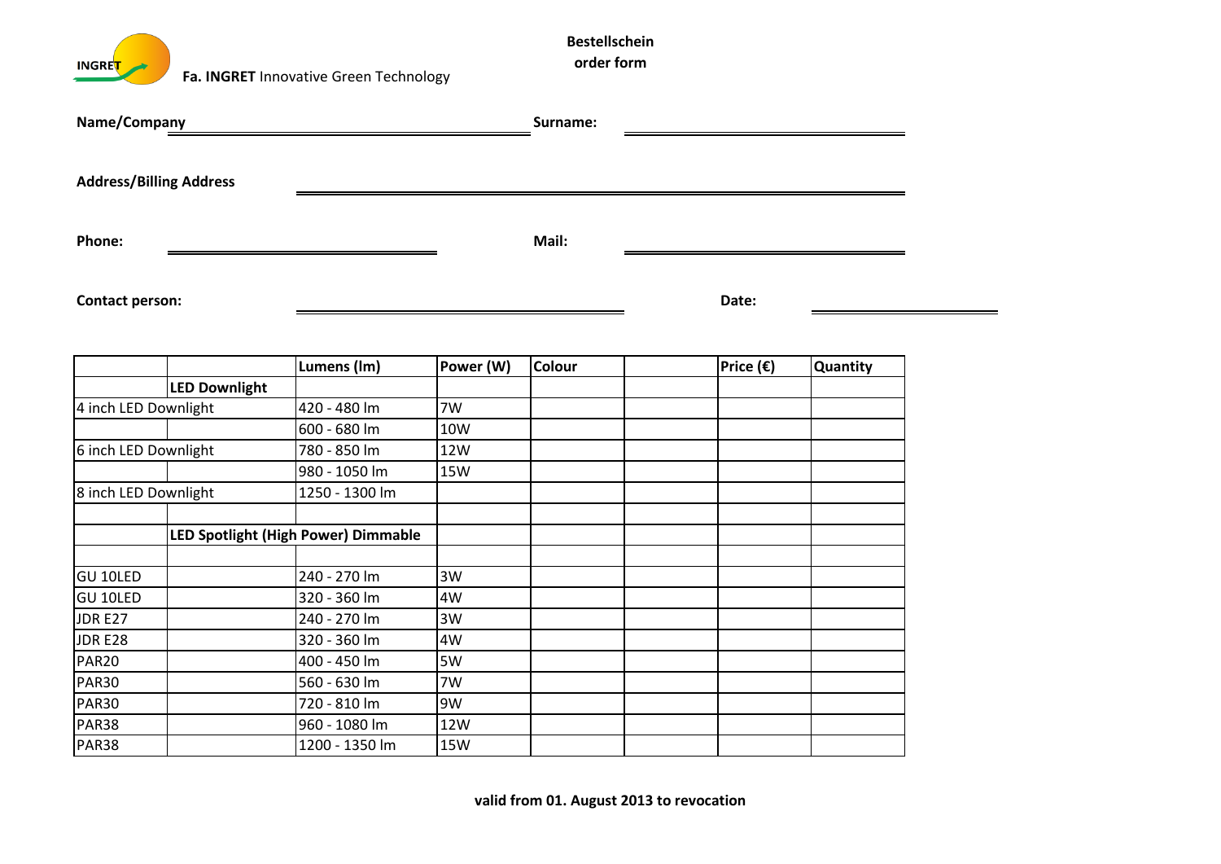INGRET **Fa. INGRET** Innovative Green Technology

**Bestellschein**
**order form**

**Name/Company** ______________________ **Surname:** ______________________

**Address/Billing Address** ______________________

**Phone:** ______________________ **Mail:** ______________________

**Contact person:** ______________________ **Date:** ______________________

| | | Lumens (lm) | Power (W) | Colour | | Price (€) | Quantity |
|---|---|---|---|---|---|---|---|
| | **LED Downlight** | | | | | | |
| 4 inch LED Downlight | | 420 - 480 lm | 7W | | | | |
| | | 600 - 680 lm | 10W | | | | |
| 6 inch LED Downlight | | 780 - 850 lm | 12W | | | | |
| | | 980 - 1050 lm | 15W | | | | |
| 8 inch LED Downlight | | 1250 - 1300 lm | | | | | |
| | | | | | | | |
| | **LED Spotlight (High Power) Dimmable** | | | | | | |
| | | | | | | | |
| GU 10LED | | 240 - 270 lm | 3W | | | | |
| GU 10LED | | 320 - 360 lm | 4W | | | | |
| JDR E27 | | 240 - 270 lm | 3W | | | | |
| JDR E28 | | 320 - 360 lm | 4W | | | | |
| PAR20 | | 400 - 450 lm | 5W | | | | |
| PAR30 | | 560 - 630 lm | 7W | | | | |
| PAR30 | | 720 - 810 lm | 9W | | | | |
| PAR38 | | 960 - 1080 lm | 12W | | | | |
| PAR38 | | 1200 - 1350 lm | 15W | | | | |

**valid from 01. August 2013 to revocation**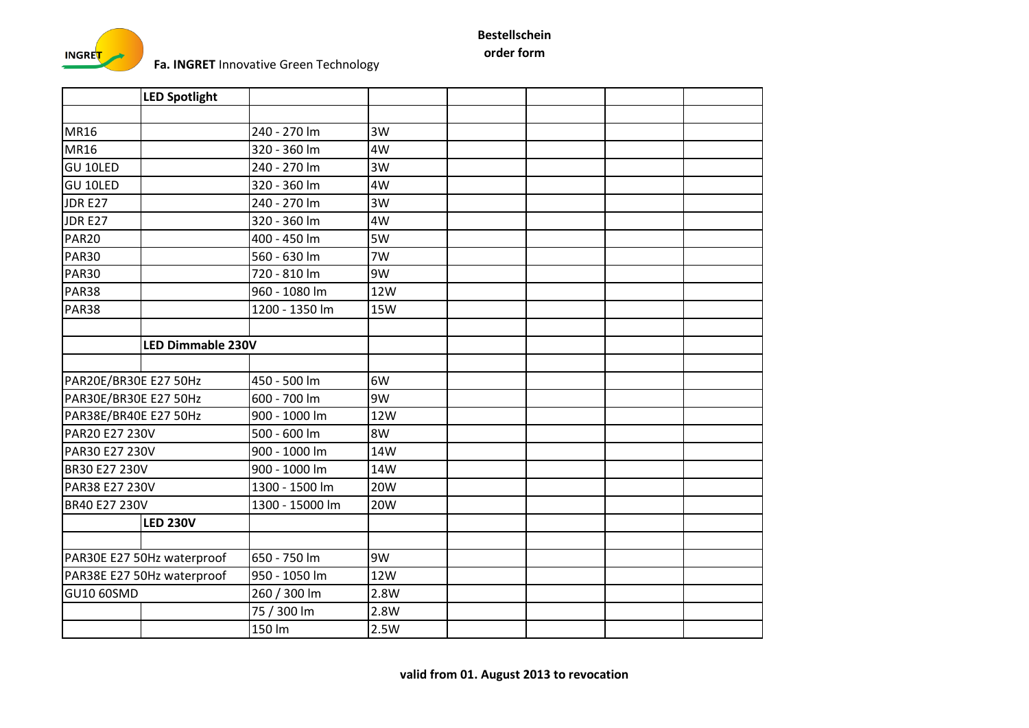**Bestellschein**

**order form**

**Fa. INGRET** Innovative Green Technology

| | **LED Spotlight** | | | | | | |
|---|---|---|---|---|---|---|---|
| | | | | | | | |
| MR16 | | 240 - 270 lm | 3W | | | | |
| MR16 | | 320 - 360 lm | 4W | | | | |
| GU 10LED | | 240 - 270 lm | 3W | | | | |
| GU 10LED | | 320 - 360 lm | 4W | | | | |
| JDR E27 | | 240 - 270 lm | 3W | | | | |
| JDR E27 | | 320 - 360 lm | 4W | | | | |
| PAR20 | | 400 - 450 lm | 5W | | | | |
| PAR30 | | 560 - 630 lm | 7W | | | | |
| PAR30 | | 720 - 810 lm | 9W | | | | |
| PAR38 | | 960 - 1080 lm | 12W | | | | |
| PAR38 | | 1200 - 1350 lm | 15W | | | | |
| | | | | | | | |
| | **LED Dimmable 230V** | | | | | | |
| | | | | | | | |
| PAR20E/BR30E E27 50Hz | | 450 - 500 lm | 6W | | | | |
| PAR30E/BR30E E27 50Hz | | 600 - 700 lm | 9W | | | | |
| PAR38E/BR40E E27 50Hz | | 900 - 1000 lm | 12W | | | | |
| PAR20 E27 230V | | 500 - 600 lm | 8W | | | | |
| PAR30 E27 230V | | 900 - 1000 lm | 14W | | | | |
| BR30 E27 230V | | 900 - 1000 lm | 14W | | | | |
| PAR38 E27 230V | | 1300 - 1500 lm | 20W | | | | |
| BR40 E27 230V | | 1300 - 15000 lm | 20W | | | | |
| | **LED 230V** | | | | | | |
| | | | | | | | |
| PAR30E E27 50Hz waterproof | | 650 - 750 lm | 9W | | | | |
| PAR38E E27 50Hz waterproof | | 950 - 1050 lm | 12W | | | | |
| GU10 60SMD | | 260 / 300 lm | 2.8W | | | | |
| | | 75 / 300 lm | 2.8W | | | | |
| | | 150 lm | 2.5W | | | | |

**valid from 01. August 2013 to revocation**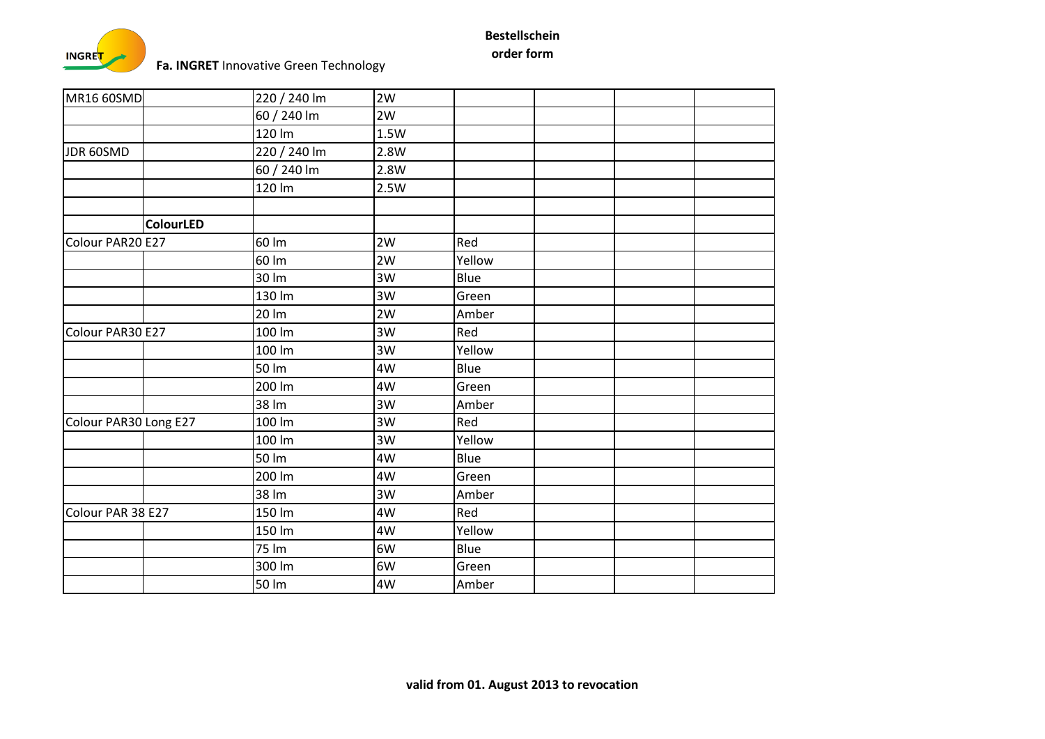**Bestellschein**
**order form**

**Fa. INGRET** Innovative Green Technology

| | | | | | | | |
|---|---|---|---|---|---|---|---|
| MR16 60SMD | | 220 / 240 lm | 2W | | | | |
| | | 60 / 240 lm | 2W | | | | |
| | | 120 lm | 1.5W | | | | |
| JDR 60SMD | | 220 / 240 lm | 2.8W | | | | |
| | | 60 / 240 lm | 2.8W | | | | |
| | | 120 lm | 2.5W | | | | |
| | | | | | | | |
| | **ColourLED** | | | | | | |
| Colour PAR20 E27 | | 60 lm | 2W | Red | | | |
| | | 60 lm | 2W | Yellow | | | |
| | | 30 lm | 3W | Blue | | | |
| | | 130 lm | 3W | Green | | | |
| | | 20 lm | 2W | Amber | | | |
| Colour PAR30 E27 | | 100 lm | 3W | Red | | | |
| | | 100 lm | 3W | Yellow | | | |
| | | 50 lm | 4W | Blue | | | |
| | | 200 lm | 4W | Green | | | |
| | | 38 lm | 3W | Amber | | | |
| Colour PAR30 Long E27 | | 100 lm | 3W | Red | | | |
| | | 100 lm | 3W | Yellow | | | |
| | | 50 lm | 4W | Blue | | | |
| | | 200 lm | 4W | Green | | | |
| | | 38 lm | 3W | Amber | | | |
| Colour PAR 38 E27 | | 150 lm | 4W | Red | | | |
| | | 150 lm | 4W | Yellow | | | |
| | | 75 lm | 6W | Blue | | | |
| | | 300 lm | 6W | Green | | | |
| | | 50 lm | 4W | Amber | | | |

**valid from 01. August 2013 to revocation**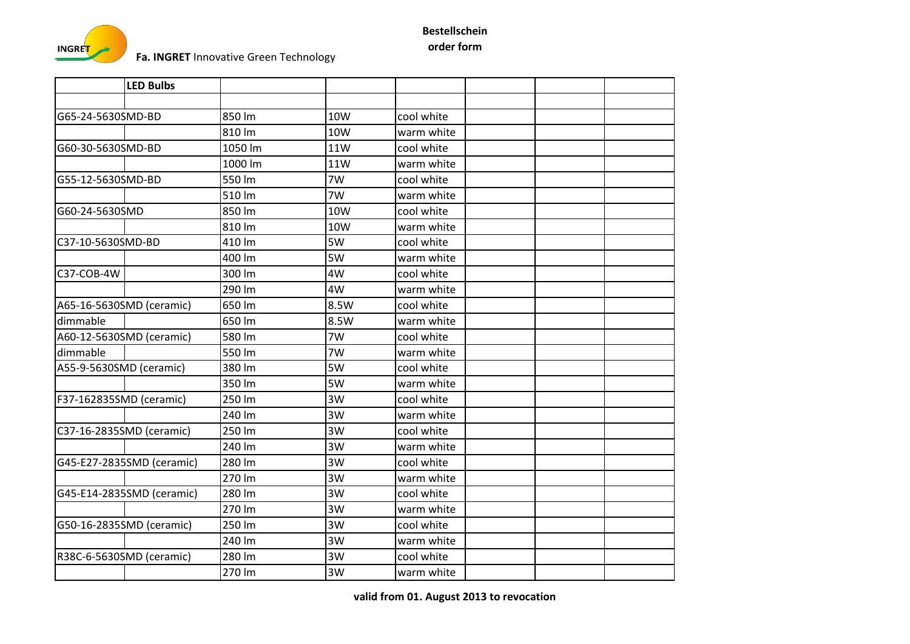**Fa. INGRET** Innovative Green Technology

**Bestellschein**
**order form**

| | LED Bulbs | | | | | | |
|---|---|---|---|---|---|---|---|
| | | | | | | | |
| G65-24-5630SMD-BD | | 850 lm | 10W | cool white | | | |
| | | 810 lm | 10W | warm white | | | |
| G60-30-5630SMD-BD | | 1050 lm | 11W | cool white | | | |
| | | 1000 lm | 11W | warm white | | | |
| G55-12-5630SMD-BD | | 550 lm | 7W | cool white | | | |
| | | 510 lm | 7W | warm white | | | |
| G60-24-5630SMD | | 850 lm | 10W | cool white | | | |
| | | 810 lm | 10W | warm white | | | |
| C37-10-5630SMD-BD | | 410 lm | 5W | cool white | | | |
| | | 400 lm | 5W | warm white | | | |
| C37-COB-4W | | 300 lm | 4W | cool white | | | |
| | | 290 lm | 4W | warm white | | | |
| A65-16-5630SMD (ceramic) | | 650 lm | 8.5W | cool white | | | |
| dimmable | | 650 lm | 8.5W | warm white | | | |
| A60-12-5630SMD (ceramic) | | 580 lm | 7W | cool white | | | |
| dimmable | | 550 lm | 7W | warm white | | | |
| A55-9-5630SMD (ceramic) | | 380 lm | 5W | cool white | | | |
| | | 350 lm | 5W | warm white | | | |
| F37-162835SMD (ceramic) | | 250 lm | 3W | cool white | | | |
| | | 240 lm | 3W | warm white | | | |
| C37-16-2835SMD (ceramic) | | 250 lm | 3W | cool white | | | |
| | | 240 lm | 3W | warm white | | | |
| G45-E27-2835SMD (ceramic) | | 280 lm | 3W | cool white | | | |
| | | 270 lm | 3W | warm white | | | |
| G45-E14-2835SMD (ceramic) | | 280 lm | 3W | cool white | | | |
| | | 270 lm | 3W | warm white | | | |
| G50-16-2835SMD (ceramic) | | 250 lm | 3W | cool white | | | |
| | | 240 lm | 3W | warm white | | | |
| R38C-6-5630SMD (ceramic) | | 280 lm | 3W | cool white | | | |
| | | 270 lm | 3W | warm white | | | |

**valid from 01. August 2013 to revocation**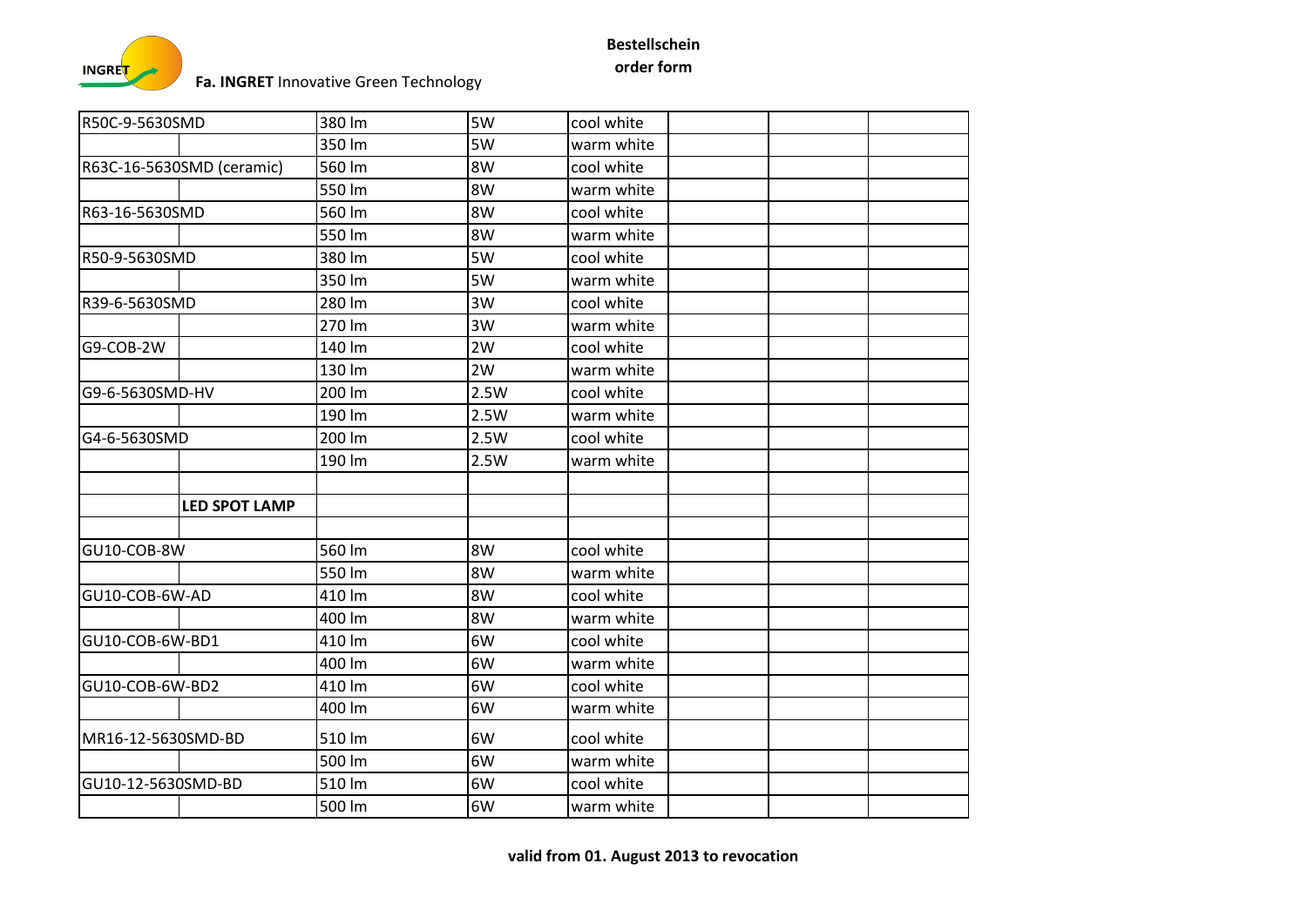**Bestellschein**

**order form**

**Fa. INGRET** Innovative Green Technology

| | | | | | | | |
|---|---|---|---|---|---|---|---|
| R50C-9-5630SMD | | 380 lm | 5W | cool white | | | |
| | | 350 lm | 5W | warm white | | | |
| R63C-16-5630SMD (ceramic) | | 560 lm | 8W | cool white | | | |
| | | 550 lm | 8W | warm white | | | |
| R63-16-5630SMD | | 560 lm | 8W | cool white | | | |
| | | 550 lm | 8W | warm white | | | |
| R50-9-5630SMD | | 380 lm | 5W | cool white | | | |
| | | 350 lm | 5W | warm white | | | |
| R39-6-5630SMD | | 280 lm | 3W | cool white | | | |
| | | 270 lm | 3W | warm white | | | |
| G9-COB-2W | | 140 lm | 2W | cool white | | | |
| | | 130 lm | 2W | warm white | | | |
| G9-6-5630SMD-HV | | 200 lm | 2.5W | cool white | | | |
| | | 190 lm | 2.5W | warm white | | | |
| G4-6-5630SMD | | 200 lm | 2.5W | cool white | | | |
| | | 190 lm | 2.5W | warm white | | | |
| | | | | | | | |
| | **LED SPOT LAMP** | | | | | | |
| | | | | | | | |
| GU10-COB-8W | | 560 lm | 8W | cool white | | | |
| | | 550 lm | 8W | warm white | | | |
| GU10-COB-6W-AD | | 410 lm | 8W | cool white | | | |
| | | 400 lm | 8W | warm white | | | |
| GU10-COB-6W-BD1 | | 410 lm | 6W | cool white | | | |
| | | 400 lm | 6W | warm white | | | |
| GU10-COB-6W-BD2 | | 410 lm | 6W | cool white | | | |
| | | 400 lm | 6W | warm white | | | |
| MR16-12-5630SMD-BD | | 510 lm | 6W | cool white | | | |
| | | 500 lm | 6W | warm white | | | |
| GU10-12-5630SMD-BD | | 510 lm | 6W | cool white | | | |
| | | 500 lm | 6W | warm white | | | |

**valid from 01. August 2013 to revocation**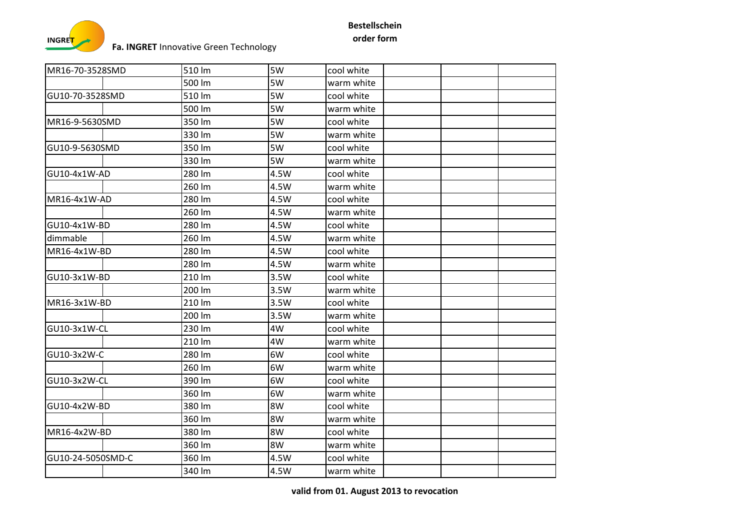**Bestellschein**

**order form**

INGRET

**Fa. INGRET** Innovative Green Technology

| | | | | | | | |
|---|---|---|---|---|---|---|---|
| MR16-70-3528SMD | | 510 lm | 5W | cool white | | | |
| | | 500 lm | 5W | warm white | | | |
| GU10-70-3528SMD | | 510 lm | 5W | cool white | | | |
| | | 500 lm | 5W | warm white | | | |
| MR16-9-5630SMD | | 350 lm | 5W | cool white | | | |
| | | 330 lm | 5W | warm white | | | |
| GU10-9-5630SMD | | 350 lm | 5W | cool white | | | |
| | | 330 lm | 5W | warm white | | | |
| GU10-4x1W-AD | | 280 lm | 4.5W | cool white | | | |
| | | 260 lm | 4.5W | warm white | | | |
| MR16-4x1W-AD | | 280 lm | 4.5W | cool white | | | |
| | | 260 lm | 4.5W | warm white | | | |
| GU10-4x1W-BD | | 280 lm | 4.5W | cool white | | | |
| dimmable | | 260 lm | 4.5W | warm white | | | |
| MR16-4x1W-BD | | 280 lm | 4.5W | cool white | | | |
| | | 280 lm | 4.5W | warm white | | | |
| GU10-3x1W-BD | | 210 lm | 3.5W | cool white | | | |
| | | 200 lm | 3.5W | warm white | | | |
| MR16-3x1W-BD | | 210 lm | 3.5W | cool white | | | |
| | | 200 lm | 3.5W | warm white | | | |
| GU10-3x1W-CL | | 230 lm | 4W | cool white | | | |
| | | 210 lm | 4W | warm white | | | |
| GU10-3x2W-C | | 280 lm | 6W | cool white | | | |
| | | 260 lm | 6W | warm white | | | |
| GU10-3x2W-CL | | 390 lm | 6W | cool white | | | |
| | | 360 lm | 6W | warm white | | | |
| GU10-4x2W-BD | | 380 lm | 8W | cool white | | | |
| | | 360 lm | 8W | warm white | | | |
| MR16-4x2W-BD | | 380 lm | 8W | cool white | | | |
| | | 360 lm | 8W | warm white | | | |
| GU10-24-5050SMD-C | | 360 lm | 4.5W | cool white | | | |
| | | 340 lm | 4.5W | warm white | | | |

**valid from 01. August 2013 to revocation**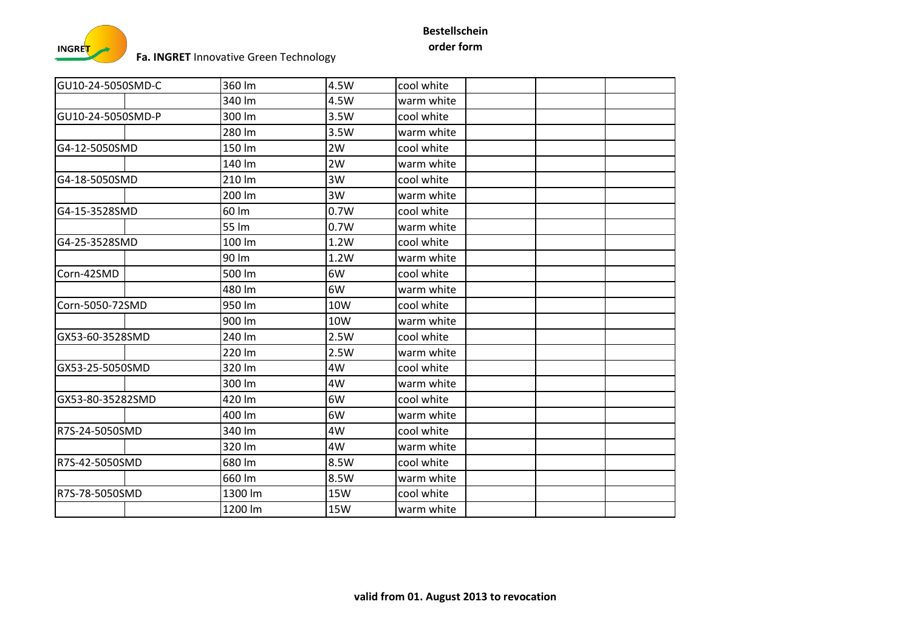**Bestellschein**

**order form**

**Fa. INGRET** Innovative Green Technology

| | | | | | | | |
|---|---|---|---|---|---|---|---|
| GU10-24-5050SMD-C | | 360 lm | 4.5W | cool white | | | |
| | | 340 lm | 4.5W | warm white | | | |
| GU10-24-5050SMD-P | | 300 lm | 3.5W | cool white | | | |
| | | 280 lm | 3.5W | warm white | | | |
| G4-12-5050SMD | | 150 lm | 2W | cool white | | | |
| | | 140 lm | 2W | warm white | | | |
| G4-18-5050SMD | | 210 lm | 3W | cool white | | | |
| | | 200 lm | 3W | warm white | | | |
| G4-15-3528SMD | | 60 lm | 0.7W | cool white | | | |
| | | 55 lm | 0.7W | warm white | | | |
| G4-25-3528SMD | | 100 lm | 1.2W | cool white | | | |
| | | 90 lm | 1.2W | warm white | | | |
| Corn-42SMD | | 500 lm | 6W | cool white | | | |
| | | 480 lm | 6W | warm white | | | |
| Corn-5050-72SMD | | 950 lm | 10W | cool white | | | |
| | | 900 lm | 10W | warm white | | | |
| GX53-60-3528SMD | | 240 lm | 2.5W | cool white | | | |
| | | 220 lm | 2.5W | warm white | | | |
| GX53-25-5050SMD | | 320 lm | 4W | cool white | | | |
| | | 300 lm | 4W | warm white | | | |
| GX53-80-35282SMD | | 420 lm | 6W | cool white | | | |
| | | 400 lm | 6W | warm white | | | |
| R7S-24-5050SMD | | 340 lm | 4W | cool white | | | |
| | | 320 lm | 4W | warm white | | | |
| R7S-42-5050SMD | | 680 lm | 8.5W | cool white | | | |
| | | 660 lm | 8.5W | warm white | | | |
| R7S-78-5050SMD | | 1300 lm | 15W | cool white | | | |
| | | 1200 lm | 15W | warm white | | | |

**valid from 01. August 2013 to revocation**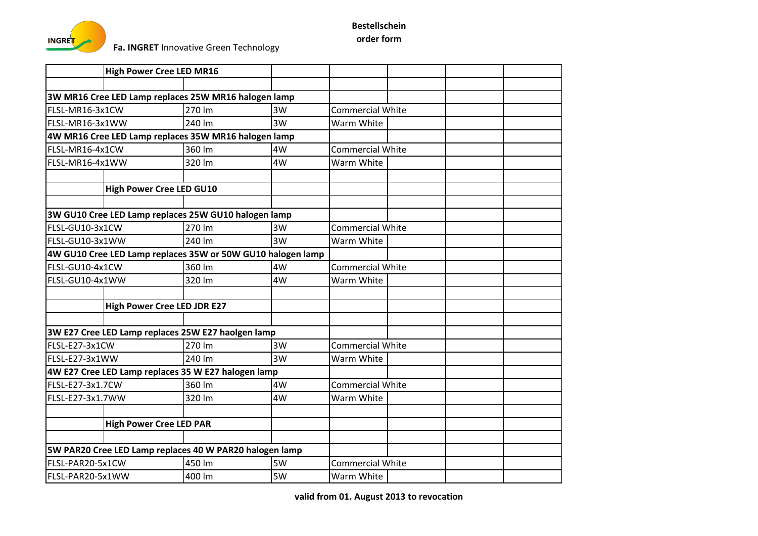**INGRET** Fa. **INGRET** Innovative Green Technology

**Bestellschein**
**order form**

| | | | |
|---|---|---|---|
| **High Power Cree LED MR16** | | | |
| **3W MR16 Cree LED Lamp replaces 25W MR16 halogen lamp** | | | |
| FLSL-MR16-3x1CW | 270 lm | 3W | Commercial White |
| FLSL-MR16-3x1WW | 240 lm | 3W | Warm White |
| **4W MR16 Cree LED Lamp replaces 35W MR16 halogen lamp** | | | |
| FLSL-MR16-4x1CW | 360 lm | 4W | Commercial White |
| FLSL-MR16-4x1WW | 320 lm | 4W | Warm White |
| **High Power Cree LED GU10** | | | |
| **3W GU10 Cree LED Lamp replaces 25W GU10 halogen lamp** | | | |
| FLSL-GU10-3x1CW | 270 lm | 3W | Commercial White |
| FLSL-GU10-3x1WW | 240 lm | 3W | Warm White |
| **4W GU10 Cree LED Lamp replaces 35W or 50W GU10 halogen lamp** | | | |
| FLSL-GU10-4x1CW | 360 lm | 4W | Commercial White |
| FLSL-GU10-4x1WW | 320 lm | 4W | Warm White |
| **High Power Cree LED JDR E27** | | | |
| **3W E27 Cree LED Lamp replaces 25W E27 haolgen lamp** | | | |
| FLSL-E27-3x1CW | 270 lm | 3W | Commercial White |
| FLSL-E27-3x1WW | 240 lm | 3W | Warm White |
| **4W E27 Cree LED Lamp replaces 35 W E27 halogen lamp** | | | |
| FLSL-E27-3x1.7CW | 360 lm | 4W | Commercial White |
| FLSL-E27-3x1.7WW | 320 lm | 4W | Warm White |
| **High Power Cree LED PAR** | | | |
| **5W PAR20 Cree LED Lamp replaces 40 W PAR20 halogen lamp** | | | |
| FLSL-PAR20-5x1CW | 450 lm | 5W | Commercial White |
| FLSL-PAR20-5x1WW | 400 lm | 5W | Warm White |

**valid from 01. August 2013 to revocation**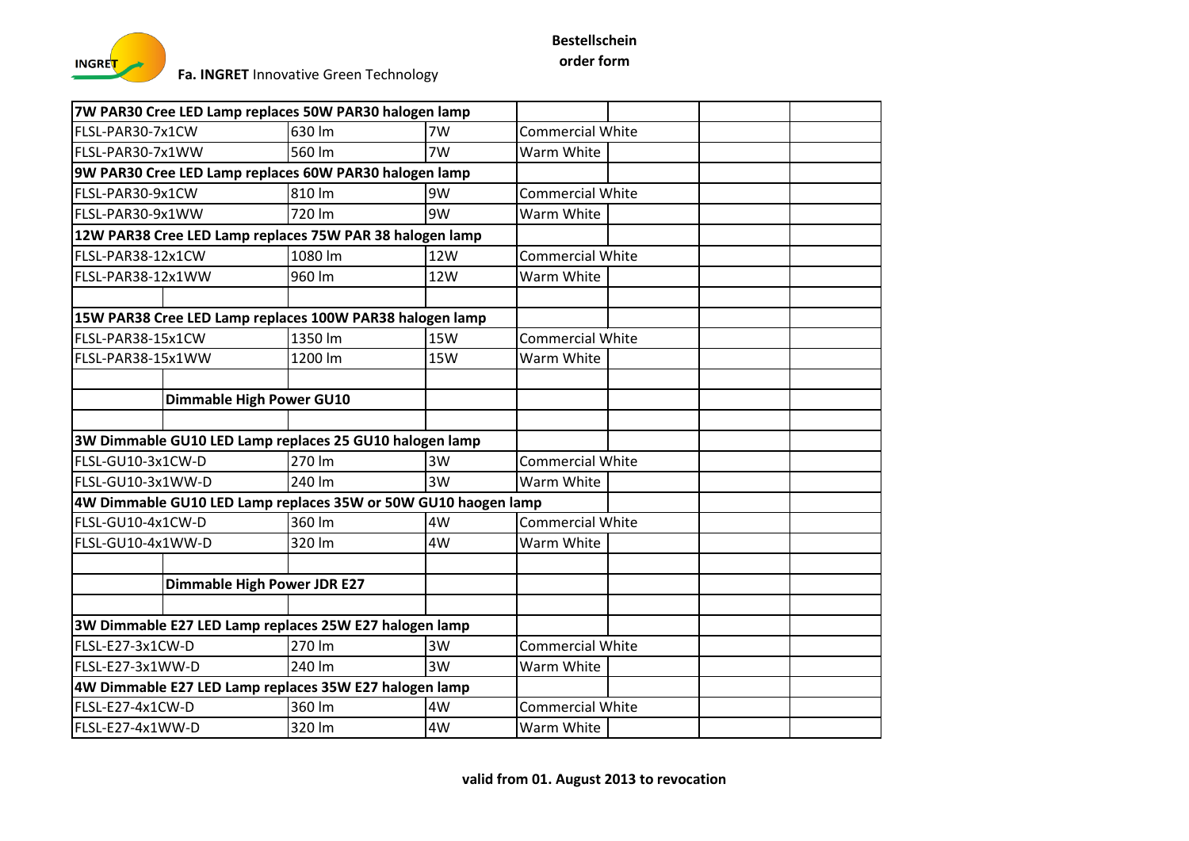**Bestellschein**
**order form**

**Fa. INGRET** Innovative Green Technology

| | | | | | | | |
|---|---|---|---|---|---|---|---|
| **7W PAR30 Cree LED Lamp replaces 50W PAR30 halogen lamp** | | | | | | | |
| FLSL-PAR30-7x1CW | | 630 lm | 7W | Commercial White | | | |
| FLSL-PAR30-7x1WW | | 560 lm | 7W | Warm White | | | |
| **9W PAR30 Cree LED Lamp replaces 60W PAR30 halogen lamp** | | | | | | | |
| FLSL-PAR30-9x1CW | | 810 lm | 9W | Commercial White | | | |
| FLSL-PAR30-9x1WW | | 720 lm | 9W | Warm White | | | |
| **12W PAR38 Cree LED Lamp replaces 75W PAR 38 halogen lamp** | | | | | | | |
| FLSL-PAR38-12x1CW | | 1080 lm | 12W | Commercial White | | | |
| FLSL-PAR38-12x1WW | | 960 lm | 12W | Warm White | | | |
| | | | | | | | |
| **15W PAR38 Cree LED Lamp replaces 100W PAR38 halogen lamp** | | | | | | | |
| FLSL-PAR38-15x1CW | | 1350 lm | 15W | Commercial White | | | |
| FLSL-PAR38-15x1WW | | 1200 lm | 15W | Warm White | | | |
| | | | | | | | |
| | **Dimmable High Power GU10** | | | | | | |
| | | | | | | | |
| **3W Dimmable GU10 LED Lamp replaces 25 GU10 halogen lamp** | | | | | | | |
| FLSL-GU10-3x1CW-D | | 270 lm | 3W | Commercial White | | | |
| FLSL-GU10-3x1WW-D | | 240 lm | 3W | Warm White | | | |
| **4W Dimmable GU10 LED Lamp replaces 35W or 50W GU10 haogen lamp** | | | | | | | |
| FLSL-GU10-4x1CW-D | | 360 lm | 4W | Commercial White | | | |
| FLSL-GU10-4x1WW-D | | 320 lm | 4W | Warm White | | | |
| | | | | | | | |
| | **Dimmable High Power JDR E27** | | | | | | |
| | | | | | | | |
| **3W Dimmable E27 LED Lamp replaces 25W E27 halogen lamp** | | | | | | | |
| FLSL-E27-3x1CW-D | | 270 lm | 3W | Commercial White | | | |
| FLSL-E27-3x1WW-D | | 240 lm | 3W | Warm White | | | |
| **4W Dimmable E27 LED Lamp replaces 35W E27 halogen lamp** | | | | | | | |
| FLSL-E27-4x1CW-D | | 360 lm | 4W | Commercial White | | | |
| FLSL-E27-4x1WW-D | | 320 lm | 4W | Warm White | | | |

**valid from 01. August 2013 to revocation**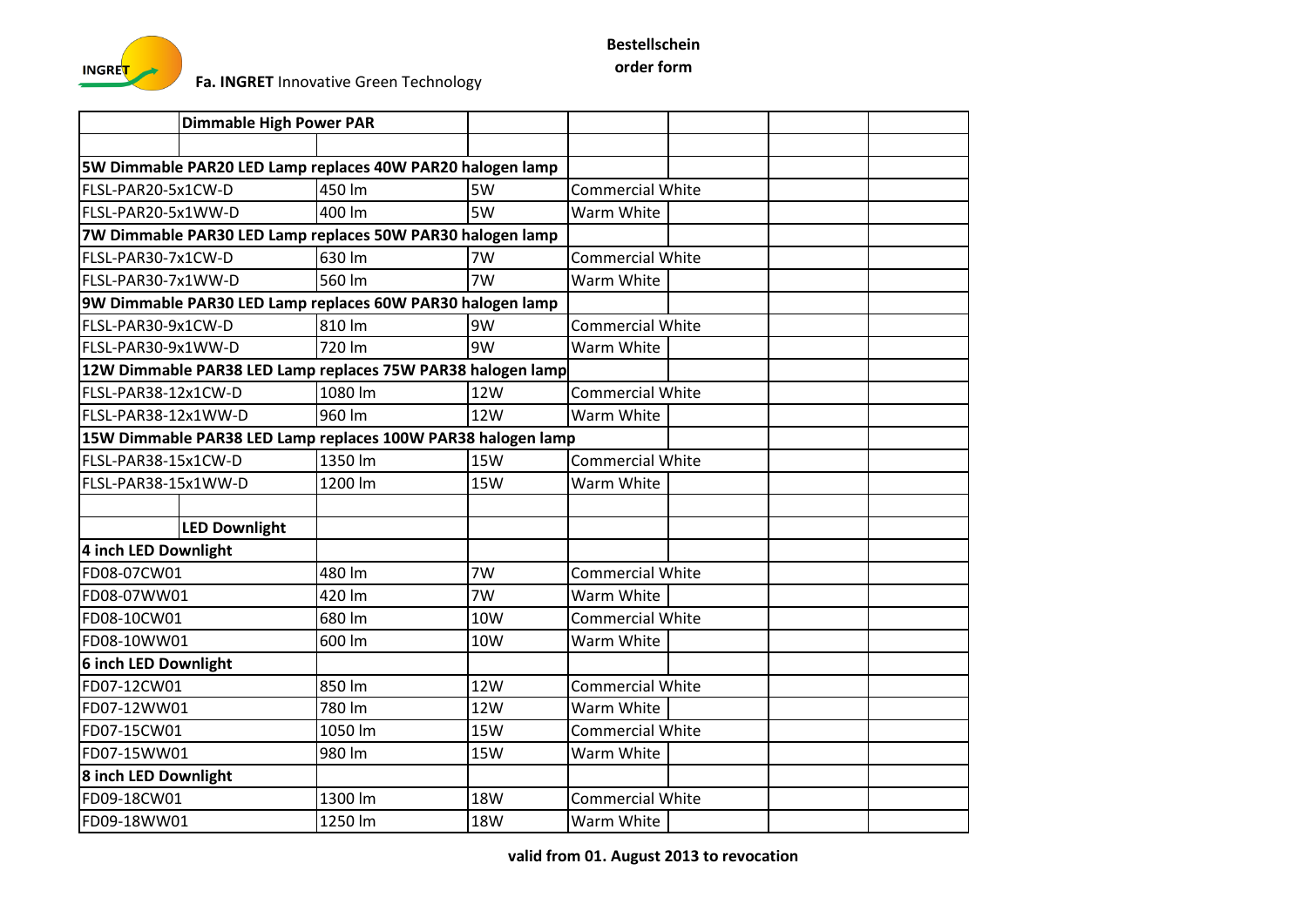**INGRET**

**Fa. INGRET** Innovative Green Technology

**Bestellschein**
**order form**

| | | | | | | | |
|---|---|---|---|---|---|---|---|
| | **Dimmable High Power PAR** | | | | | | |
| | | | | | | | |
| **5W Dimmable PAR20 LED Lamp replaces 40W PAR20 halogen lamp** | | | | | | | |
| FLSL-PAR20-5x1CW-D | | 450 lm | 5W | Commercial White | | | |
| FLSL-PAR20-5x1WW-D | | 400 lm | 5W | Warm White | | | |
| **7W Dimmable PAR30 LED Lamp replaces 50W PAR30 halogen lamp** | | | | | | | |
| FLSL-PAR30-7x1CW-D | | 630 lm | 7W | Commercial White | | | |
| FLSL-PAR30-7x1WW-D | | 560 lm | 7W | Warm White | | | |
| **9W Dimmable PAR30 LED Lamp replaces 60W PAR30 halogen lamp** | | | | | | | |
| FLSL-PAR30-9x1CW-D | | 810 lm | 9W | Commercial White | | | |
| FLSL-PAR30-9x1WW-D | | 720 lm | 9W | Warm White | | | |
| **12W Dimmable PAR38 LED Lamp replaces 75W PAR38 halogen lamp** | | | | | | | |
| FLSL-PAR38-12x1CW-D | | 1080 lm | 12W | Commercial White | | | |
| FLSL-PAR38-12x1WW-D | | 960 lm | 12W | Warm White | | | |
| **15W Dimmable PAR38 LED Lamp replaces 100W PAR38 halogen lamp** | | | | | | | |
| FLSL-PAR38-15x1CW-D | | 1350 lm | 15W | Commercial White | | | |
| FLSL-PAR38-15x1WW-D | | 1200 lm | 15W | Warm White | | | |
| | | | | | | | |
| | **LED Downlight** | | | | | | |
| **4 inch LED Downlight** | | | | | | | |
| FD08-07CW01 | | 480 lm | 7W | Commercial White | | | |
| FD08-07WW01 | | 420 lm | 7W | Warm White | | | |
| FD08-10CW01 | | 680 lm | 10W | Commercial White | | | |
| FD08-10WW01 | | 600 lm | 10W | Warm White | | | |
| **6 inch LED Downlight** | | | | | | | |
| FD07-12CW01 | | 850 lm | 12W | Commercial White | | | |
| FD07-12WW01 | | 780 lm | 12W | Warm White | | | |
| FD07-15CW01 | | 1050 lm | 15W | Commercial White | | | |
| FD07-15WW01 | | 980 lm | 15W | Warm White | | | |
| **8 inch LED Downlight** | | | | | | | |
| FD09-18CW01 | | 1300 lm | 18W | Commercial White | | | |
| FD09-18WW01 | | 1250 lm | 18W | Warm White | | | |

**valid from 01. August 2013 to revocation**